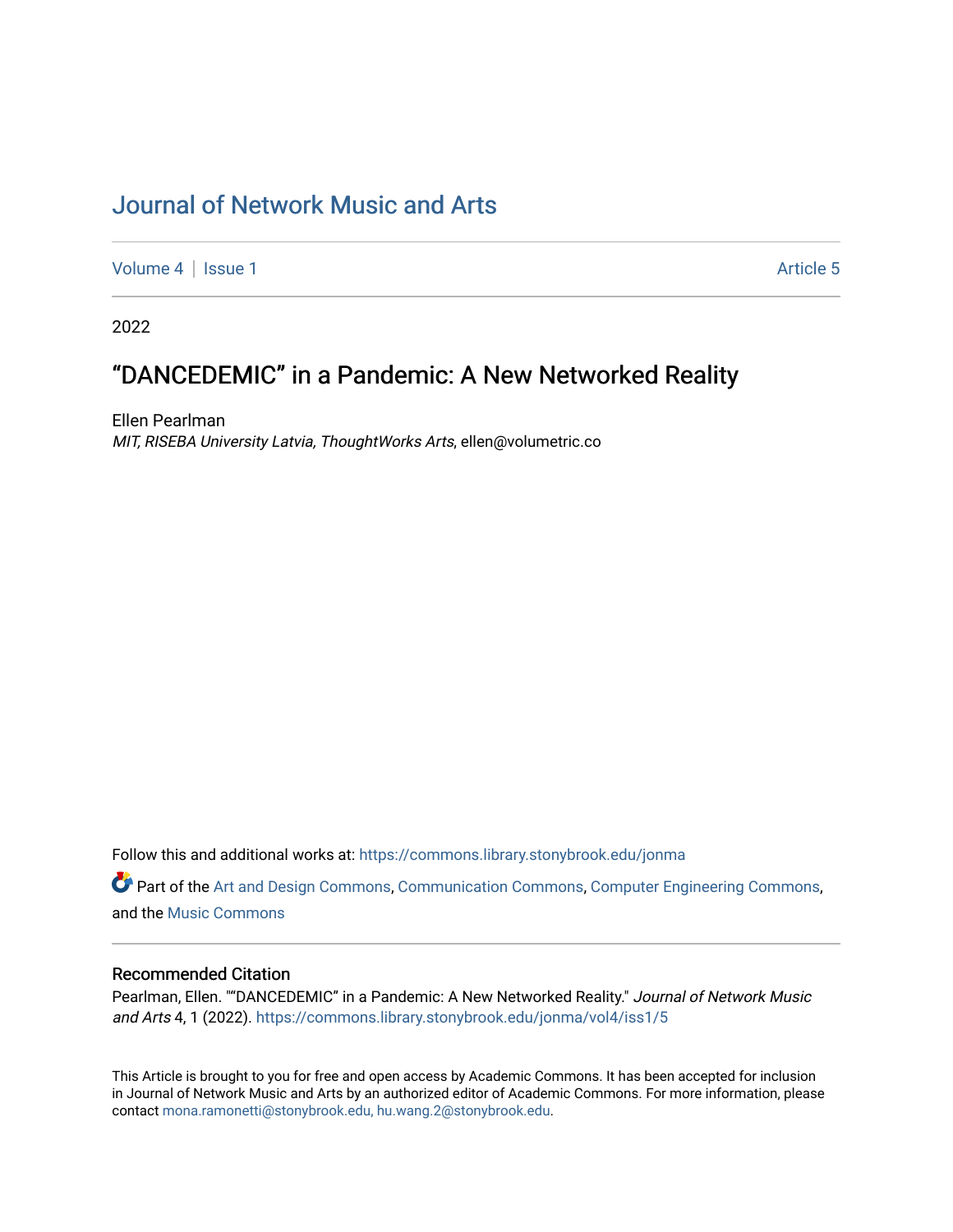# Journal of Network Music and Arts

Volume 4 | Issue 1 Article 5

2022

## "DANCEDEMIC" in a Pandemic: A New Networked Reality

Ellen Pearlman
*MIT, RISEBA University Latvia, ThoughtWorks Arts*, ellen@volumetric.co

Follow this and additional works at: https://commons.library.stonybrook.edu/jonma

Part of the Art and Design Commons, Communication Commons, Computer Engineering Commons, and the Music Commons

### Recommended Citation

Pearlman, Ellen. ""DANCEDEMIC" in a Pandemic: A New Networked Reality." *Journal of Network Music and Arts* 4, 1 (2022). https://commons.library.stonybrook.edu/jonma/vol4/iss1/5

This Article is brought to you for free and open access by Academic Commons. It has been accepted for inclusion in Journal of Network Music and Arts by an authorized editor of Academic Commons. For more information, please contact mona.ramonetti@stonybrook.edu, hu.wang.2@stonybrook.edu.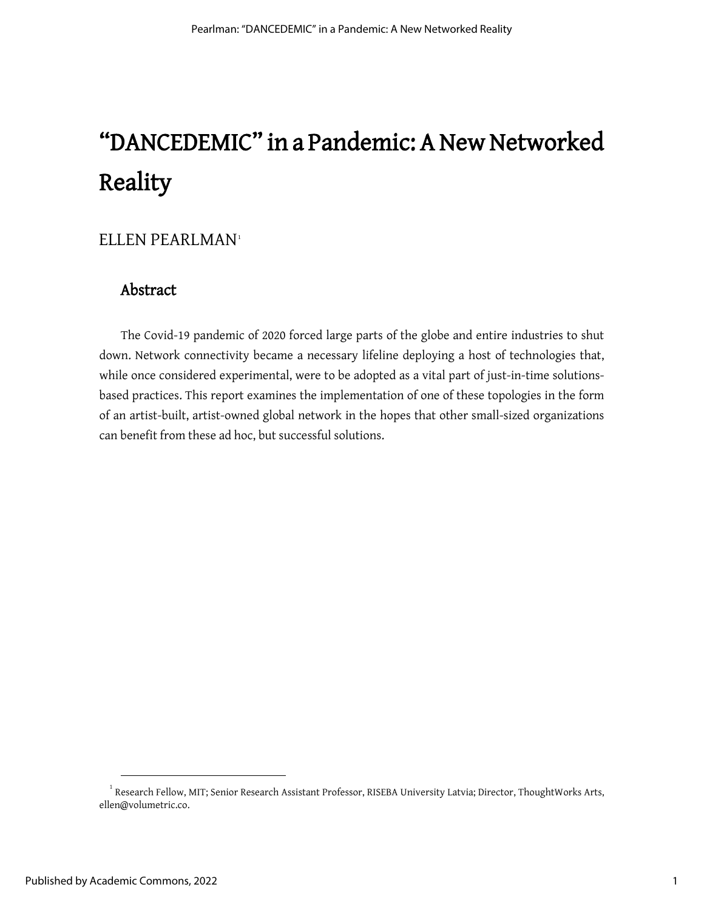# "DANCEDEMIC" in a Pandemic: A New Networked Reality

ELLEN PEARLMAN[1]

## Abstract

The Covid-19 pandemic of 2020 forced large parts of the globe and entire industries to shut down. Network connectivity became a necessary lifeline deploying a host of technologies that, while once considered experimental, were to be adopted as a vital part of just-in-time solutions-based practices. This report examines the implementation of one of these topologies in the form of an artist-built, artist-owned global network in the hopes that other small-sized organizations can benefit from these ad hoc, but successful solutions.

---

[1] Research Fellow, MIT; Senior Research Assistant Professor, RISEBA University Latvia; Director, ThoughtWorks Arts, ellen@volumetric.co.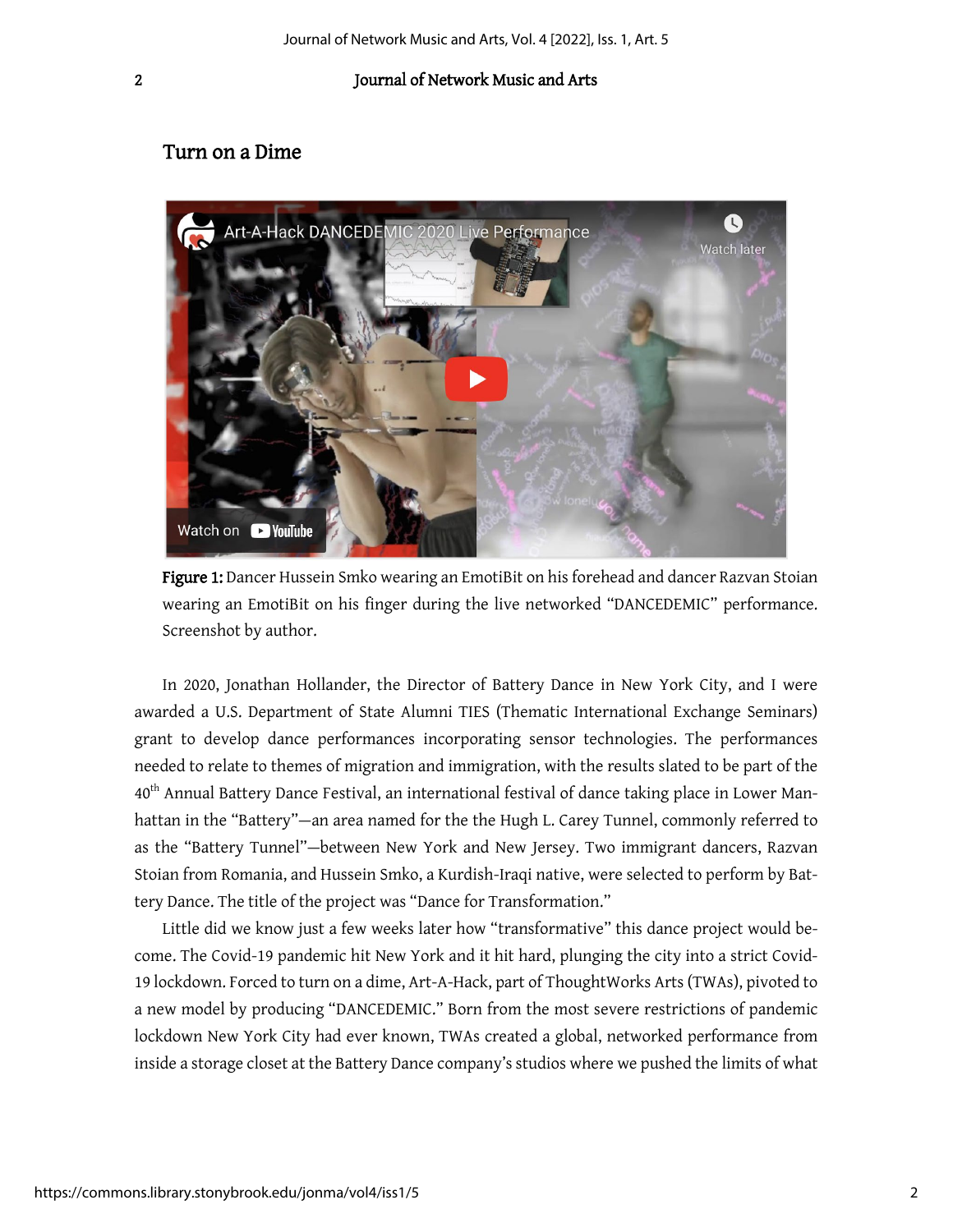## Turn on a Dime

**Figure 1:** Dancer Hussein Smko wearing an EmotiBit on his forehead and dancer Razvan Stoian wearing an EmotiBit on his finger during the live networked "DANCEDEMIC" performance. Screenshot by author.

In 2020, Jonathan Hollander, the Director of Battery Dance in New York City, and I were awarded a U.S. Department of State Alumni TIES (Thematic International Exchange Seminars) grant to develop dance performances incorporating sensor technologies. The performances needed to relate to themes of migration and immigration, with the results slated to be part of the 40th Annual Battery Dance Festival, an international festival of dance taking place in Lower Manhattan in the "Battery"—an area named for the the Hugh L. Carey Tunnel, commonly referred to as the "Battery Tunnel"—between New York and New Jersey. Two immigrant dancers, Razvan Stoian from Romania, and Hussein Smko, a Kurdish-Iraqi native, were selected to perform by Battery Dance. The title of the project was "Dance for Transformation."

Little did we know just a few weeks later how "transformative" this dance project would become. The Covid-19 pandemic hit New York and it hit hard, plunging the city into a strict Covid-19 lockdown. Forced to turn on a dime, Art-A-Hack, part of ThoughtWorks Arts (TWAs), pivoted to a new model by producing "DANCEDEMIC." Born from the most severe restrictions of pandemic lockdown New York City had ever known, TWAs created a global, networked performance from inside a storage closet at the Battery Dance company's studios where we pushed the limits of what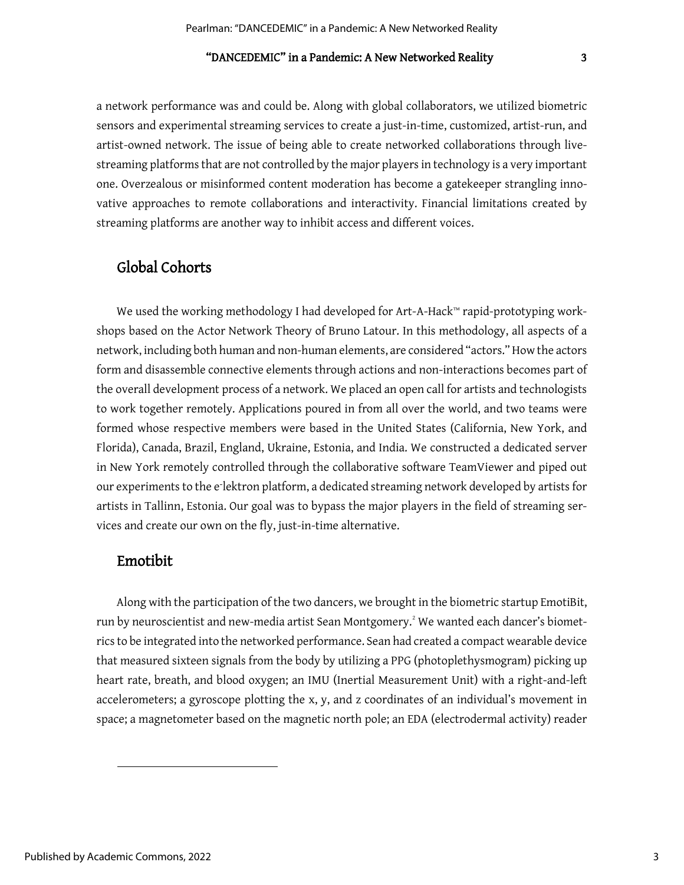a network performance was and could be. Along with global collaborators, we utilized biometric sensors and experimental streaming services to create a just-in-time, customized, artist-run, and artist-owned network. The issue of being able to create networked collaborations through live-streaming platforms that are not controlled by the major players in technology is a very important one. Overzealous or misinformed content moderation has become a gatekeeper strangling innovative approaches to remote collaborations and interactivity. Financial limitations created by streaming platforms are another way to inhibit access and different voices.

## Global Cohorts

We used the working methodology I had developed for Art-A-Hack™ rapid-prototyping workshops based on the Actor Network Theory of Bruno Latour. In this methodology, all aspects of a network, including both human and non-human elements, are considered "actors." How the actors form and disassemble connective elements through actions and non-interactions becomes part of the overall development process of a network. We placed an open call for artists and technologists to work together remotely. Applications poured in from all over the world, and two teams were formed whose respective members were based in the United States (California, New York, and Florida), Canada, Brazil, England, Ukraine, Estonia, and India. We constructed a dedicated server in New York remotely controlled through the collaborative software TeamViewer and piped out our experiments to the e-lektron platform, a dedicated streaming network developed by artists for artists in Tallinn, Estonia. Our goal was to bypass the major players in the field of streaming services and create our own on the fly, just-in-time alternative.

## Emotibit

Along with the participation of the two dancers, we brought in the biometric startup EmotiBit, run by neuroscientist and new-media artist Sean Montgomery.[2] We wanted each dancer's biometrics to be integrated into the networked performance. Sean had created a compact wearable device that measured sixteen signals from the body by utilizing a PPG (photoplethysmogram) picking up heart rate, breath, and blood oxygen; an IMU (Inertial Measurement Unit) with a right-and-left accelerometers; a gyroscope plotting the x, y, and z coordinates of an individual's movement in space; a magnetometer based on the magnetic north pole; an EDA (electrodermal activity) reader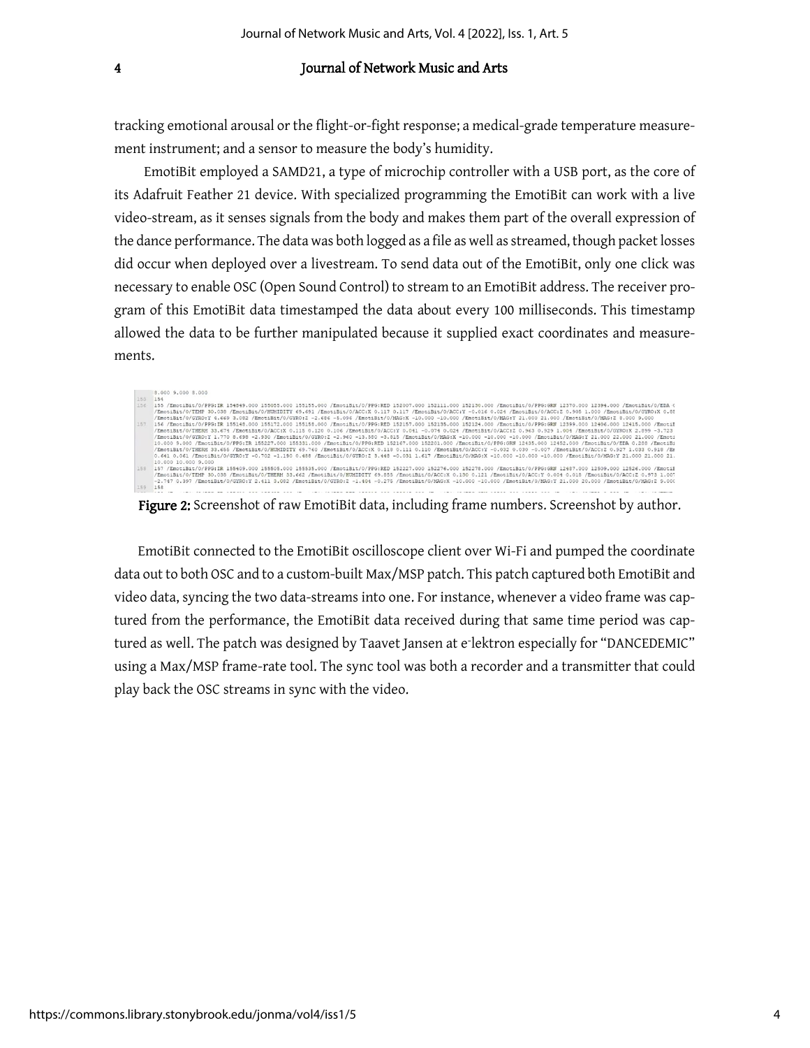tracking emotional arousal or the flight-or-fight response; a medical-grade temperature measurement instrument; and a sensor to measure the body's humidity.

EmotiBit employed a SAMD21, a type of microchip controller with a USB port, as the core of its Adafruit Feather 21 device. With specialized programming the EmotiBit can work with a live video-stream, as it senses signals from the body and makes them part of the overall expression of the dance performance. The data was both logged as a file as well as streamed, though packet losses did occur when deployed over a livestream. To send data out of the EmotiBit, only one click was necessary to enable OSC (Open Sound Control) to stream to an EmotiBit address. The receiver program of this EmotiBit data timestamped the data about every 100 milliseconds. This timestamp allowed the data to be further manipulated because it supplied exact coordinates and measurements.

**Figure 2:** Screenshot of raw EmotiBit data, including frame numbers. Screenshot by author.

EmotiBit connected to the EmotiBit oscilloscope client over Wi-Fi and pumped the coordinate data out to both OSC and to a custom-built Max/MSP patch. This patch captured both EmotiBit and video data, syncing the two data-streams into one. For instance, whenever a video frame was captured from the performance, the EmotiBit data received during that same time period was captured as well. The patch was designed by Taavet Jansen at e-lektron especially for "DANCEDEMIC" using a Max/MSP frame-rate tool. The sync tool was both a recorder and a transmitter that could play back the OSC streams in sync with the video.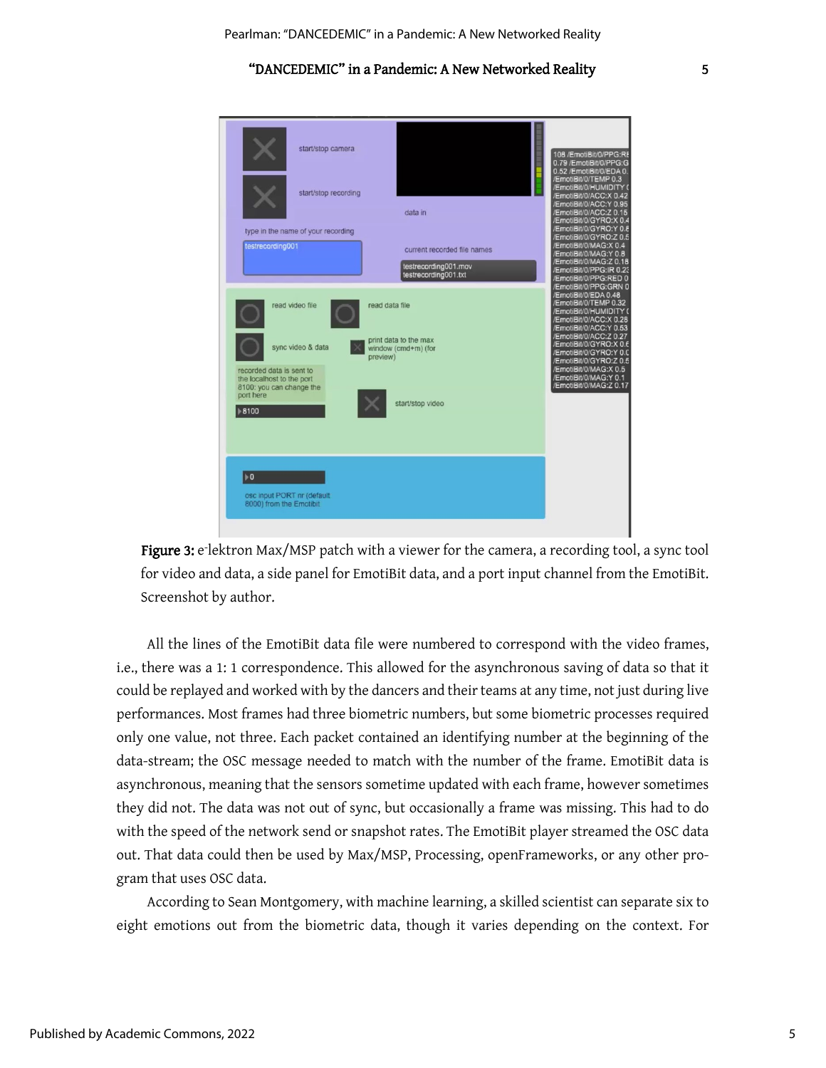Figure 3: e-lektron Max/MSP patch with a viewer for the camera, a recording tool, a sync tool for video and data, a side panel for EmotiBit data, and a port input channel from the EmotiBit. Screenshot by author.

All the lines of the EmotiBit data file were numbered to correspond with the video frames, i.e., there was a 1: 1 correspondence. This allowed for the asynchronous saving of data so that it could be replayed and worked with by the dancers and their teams at any time, not just during live performances. Most frames had three biometric numbers, but some biometric processes required only one value, not three. Each packet contained an identifying number at the beginning of the data-stream; the OSC message needed to match with the number of the frame. EmotiBit data is asynchronous, meaning that the sensors sometime updated with each frame, however sometimes they did not. The data was not out of sync, but occasionally a frame was missing. This had to do with the speed of the network send or snapshot rates. The EmotiBit player streamed the OSC data out. That data could then be used by Max/MSP, Processing, openFrameworks, or any other program that uses OSC data.

According to Sean Montgomery, with machine learning, a skilled scientist can separate six to eight emotions out from the biometric data, though it varies depending on the context. For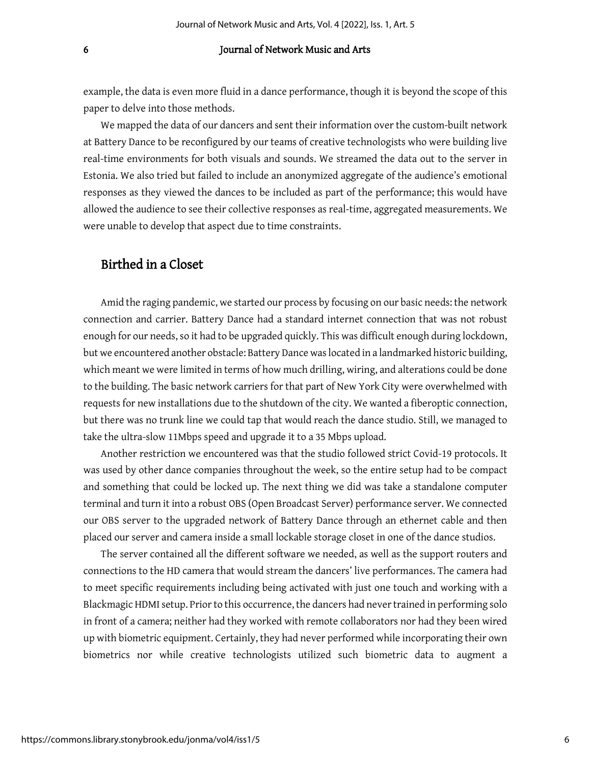example, the data is even more fluid in a dance performance, though it is beyond the scope of this paper to delve into those methods.

We mapped the data of our dancers and sent their information over the custom-built network at Battery Dance to be reconfigured by our teams of creative technologists who were building live real-time environments for both visuals and sounds. We streamed the data out to the server in Estonia. We also tried but failed to include an anonymized aggregate of the audience's emotional responses as they viewed the dances to be included as part of the performance; this would have allowed the audience to see their collective responses as real-time, aggregated measurements. We were unable to develop that aspect due to time constraints.

## Birthed in a Closet

Amid the raging pandemic, we started our process by focusing on our basic needs: the network connection and carrier. Battery Dance had a standard internet connection that was not robust enough for our needs, so it had to be upgraded quickly. This was difficult enough during lockdown, but we encountered another obstacle: Battery Dance was located in a landmarked historic building, which meant we were limited in terms of how much drilling, wiring, and alterations could be done to the building. The basic network carriers for that part of New York City were overwhelmed with requests for new installations due to the shutdown of the city. We wanted a fiberoptic connection, but there was no trunk line we could tap that would reach the dance studio. Still, we managed to take the ultra-slow 11Mbps speed and upgrade it to a 35 Mbps upload.

Another restriction we encountered was that the studio followed strict Covid-19 protocols. It was used by other dance companies throughout the week, so the entire setup had to be compact and something that could be locked up. The next thing we did was take a standalone computer terminal and turn it into a robust OBS (Open Broadcast Server) performance server. We connected our OBS server to the upgraded network of Battery Dance through an ethernet cable and then placed our server and camera inside a small lockable storage closet in one of the dance studios.

The server contained all the different software we needed, as well as the support routers and connections to the HD camera that would stream the dancers' live performances. The camera had to meet specific requirements including being activated with just one touch and working with a Blackmagic HDMI setup. Prior to this occurrence, the dancers had never trained in performing solo in front of a camera; neither had they worked with remote collaborators nor had they been wired up with biometric equipment. Certainly, they had never performed while incorporating their own biometrics nor while creative technologists utilized such biometric data to augment a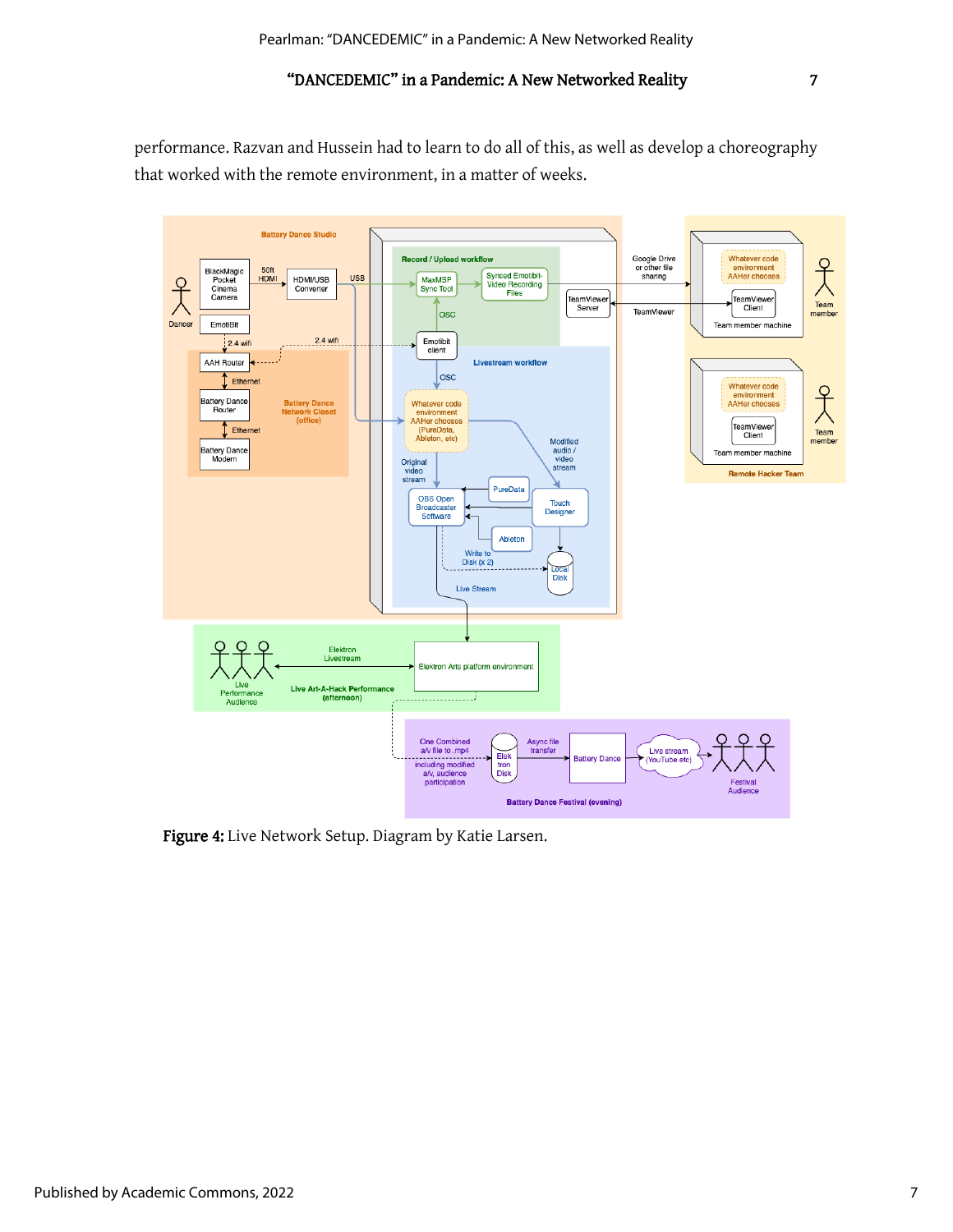performance. Razvan and Hussein had to learn to do all of this, as well as develop a choreography that worked with the remote environment, in a matter of weeks.

**Figure 4:** Live Network Setup. Diagram by Katie Larsen.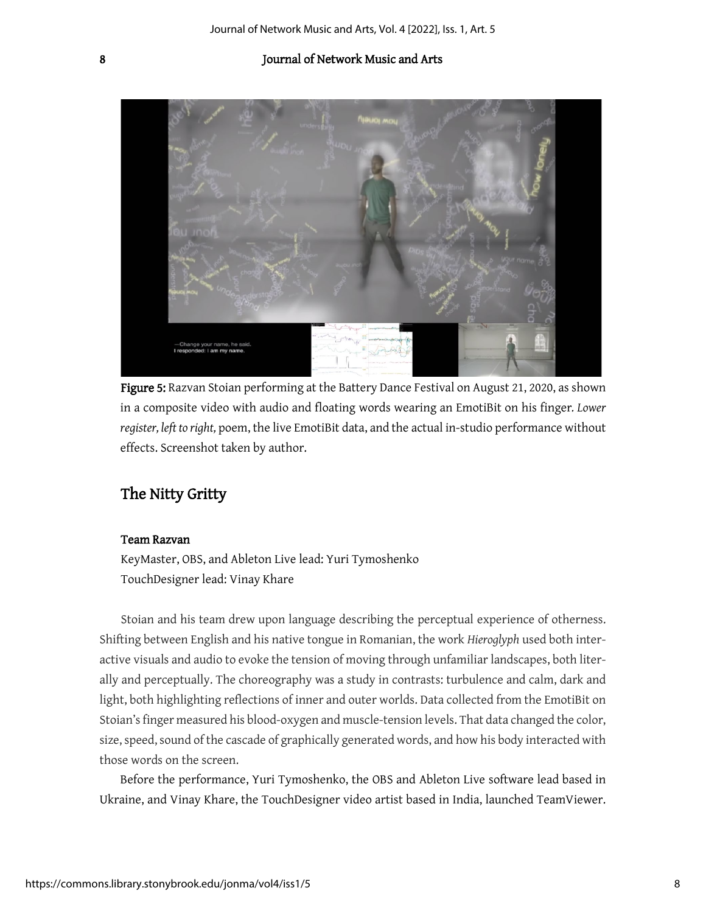Figure 5: Razvan Stoian performing at the Battery Dance Festival on August 21, 2020, as shown in a composite video with audio and floating words wearing an EmotiBit on his finger. *Lower register, left to right,* poem, the live EmotiBit data, and the actual in-studio performance without effects. Screenshot taken by author.

## The Nitty Gritty

### Team Razvan

KeyMaster, OBS, and Ableton Live lead: Yuri Tymoshenko
TouchDesigner lead: Vinay Khare

Stoian and his team drew upon language describing the perceptual experience of otherness. Shifting between English and his native tongue in Romanian, the work *Hieroglyph* used both interactive visuals and audio to evoke the tension of moving through unfamiliar landscapes, both literally and perceptually. The choreography was a study in contrasts: turbulence and calm, dark and light, both highlighting reflections of inner and outer worlds. Data collected from the EmotiBit on Stoian's finger measured his blood-oxygen and muscle-tension levels. That data changed the color, size, speed, sound of the cascade of graphically generated words, and how his body interacted with those words on the screen.

Before the performance, Yuri Tymoshenko, the OBS and Ableton Live software lead based in Ukraine, and Vinay Khare, the TouchDesigner video artist based in India, launched TeamViewer.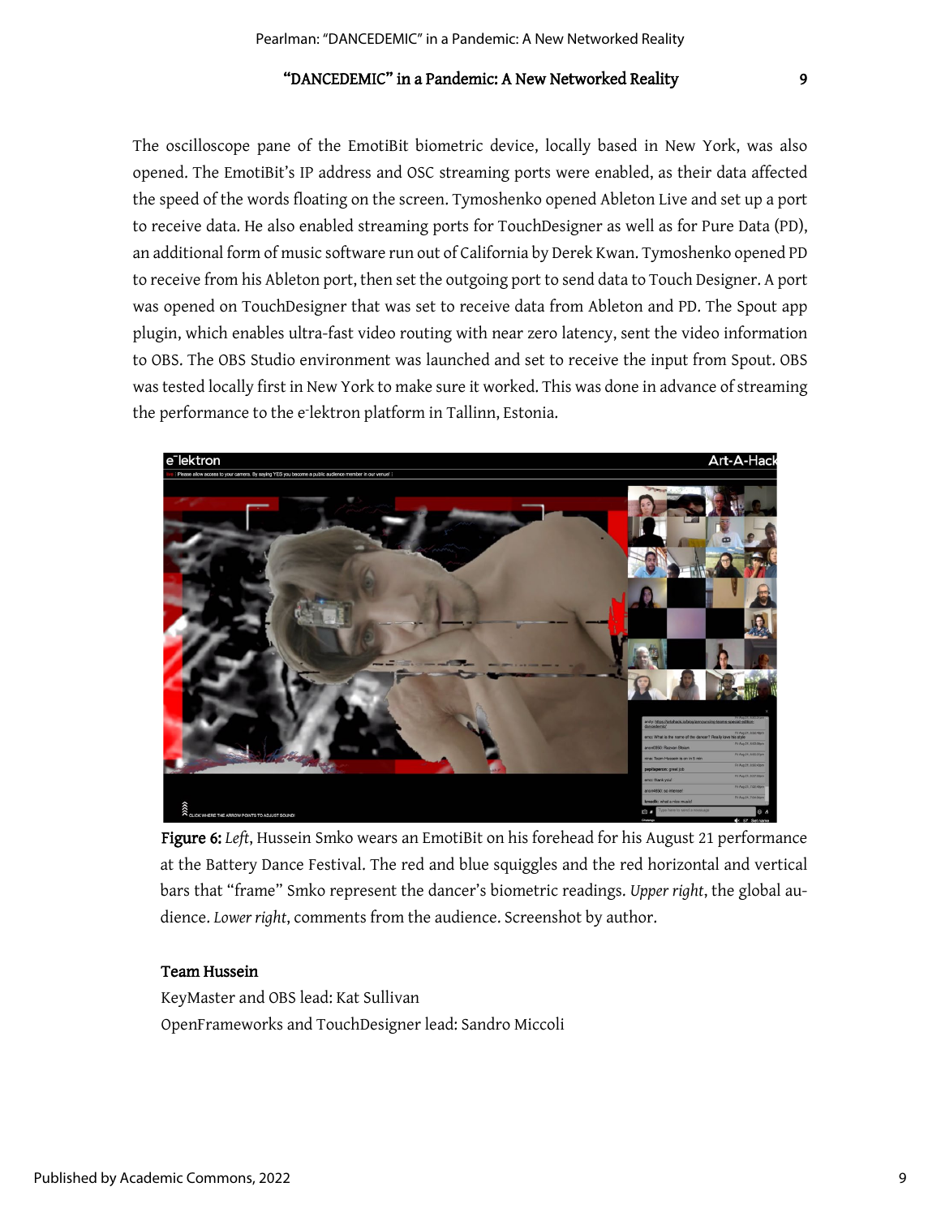The oscilloscope pane of the EmotiBit biometric device, locally based in New York, was also opened. The EmotiBit's IP address and OSC streaming ports were enabled, as their data affected the speed of the words floating on the screen. Tymoshenko opened Ableton Live and set up a port to receive data. He also enabled streaming ports for TouchDesigner as well as for Pure Data (PD), an additional form of music software run out of California by Derek Kwan. Tymoshenko opened PD to receive from his Ableton port, then set the outgoing port to send data to Touch Designer. A port was opened on TouchDesigner that was set to receive data from Ableton and PD. The Spout app plugin, which enables ultra-fast video routing with near zero latency, sent the video information to OBS. The OBS Studio environment was launched and set to receive the input from Spout. OBS was tested locally first in New York to make sure it worked. This was done in advance of streaming the performance to the e-lektron platform in Tallinn, Estonia.

**Figure 6:** *Left*, Hussein Smko wears an EmotiBit on his forehead for his August 21 performance at the Battery Dance Festival. The red and blue squiggles and the red horizontal and vertical bars that "frame" Smko represent the dancer's biometric readings. *Upper right*, the global audience. *Lower right*, comments from the audience. Screenshot by author.

**Team Hussein**

KeyMaster and OBS lead: Kat Sullivan

OpenFrameworks and TouchDesigner lead: Sandro Miccoli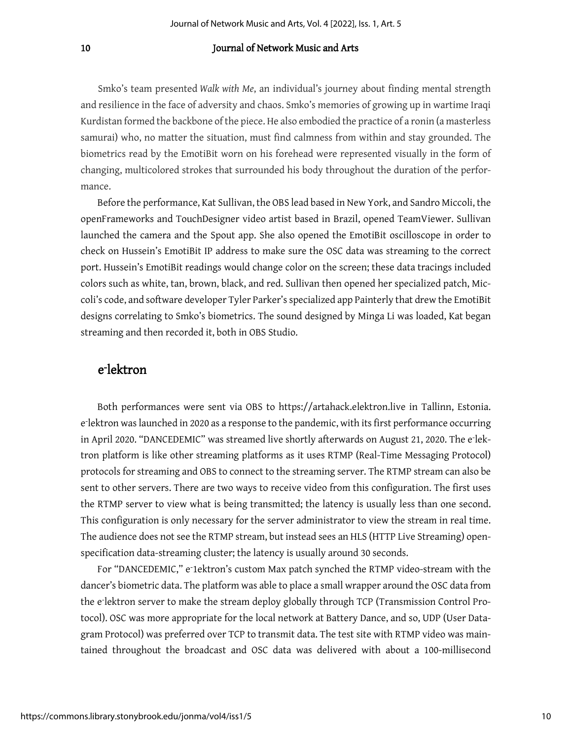Smko's team presented *Walk with Me*, an individual's journey about finding mental strength and resilience in the face of adversity and chaos. Smko's memories of growing up in wartime Iraqi Kurdistan formed the backbone of the piece. He also embodied the practice of a ronin (a masterless samurai) who, no matter the situation, must find calmness from within and stay grounded. The biometrics read by the EmotiBit worn on his forehead were represented visually in the form of changing, multicolored strokes that surrounded his body throughout the duration of the performance.

Before the performance, Kat Sullivan, the OBS lead based in New York, and Sandro Miccoli, the openFrameworks and TouchDesigner video artist based in Brazil, opened TeamViewer. Sullivan launched the camera and the Spout app. She also opened the EmotiBit oscilloscope in order to check on Hussein's EmotiBit IP address to make sure the OSC data was streaming to the correct port. Hussein's EmotiBit readings would change color on the screen; these data tracings included colors such as white, tan, brown, black, and red. Sullivan then opened her specialized patch, Miccoli's code, and software developer Tyler Parker's specialized app Painterly that drew the EmotiBit designs correlating to Smko's biometrics. The sound designed by Minga Li was loaded, Kat began streaming and then recorded it, both in OBS Studio.

## e⁻lektron

Both performances were sent via OBS to https://artahack.elektron.live in Tallinn, Estonia. e⁻lektron was launched in 2020 as a response to the pandemic, with its first performance occurring in April 2020. "DANCEDEMIC" was streamed live shortly afterwards on August 21, 2020. The e⁻lektron platform is like other streaming platforms as it uses RTMP (Real-Time Messaging Protocol) protocols for streaming and OBS to connect to the streaming server. The RTMP stream can also be sent to other servers. There are two ways to receive video from this configuration. The first uses the RTMP server to view what is being transmitted; the latency is usually less than one second. This configuration is only necessary for the server administrator to view the stream in real time. The audience does not see the RTMP stream, but instead sees an HLS (HTTP Live Streaming) open-specification data-streaming cluster; the latency is usually around 30 seconds.

For "DANCEDEMIC," e⁻1ektron's custom Max patch synched the RTMP video-stream with the dancer's biometric data. The platform was able to place a small wrapper around the OSC data from the e⁻lektron server to make the stream deploy globally through TCP (Transmission Control Protocol). OSC was more appropriate for the local network at Battery Dance, and so, UDP (User Datagram Protocol) was preferred over TCP to transmit data. The test site with RTMP video was maintained throughout the broadcast and OSC data was delivered with about a 100-millisecond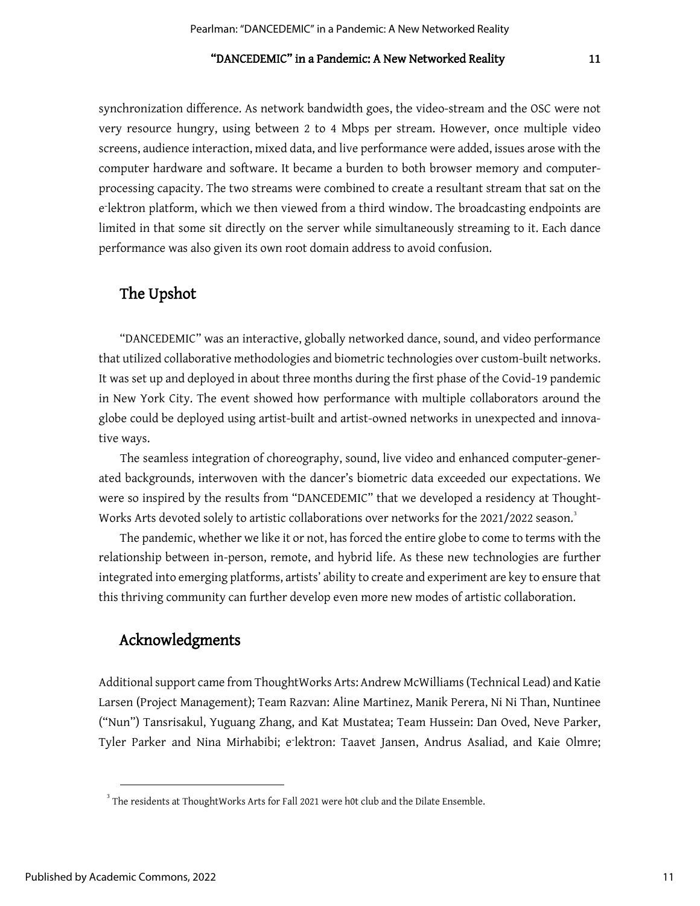synchronization difference. As network bandwidth goes, the video-stream and the OSC were not very resource hungry, using between 2 to 4 Mbps per stream. However, once multiple video screens, audience interaction, mixed data, and live performance were added, issues arose with the computer hardware and software. It became a burden to both browser memory and computer-processing capacity. The two streams were combined to create a resultant stream that sat on the e-lektron platform, which we then viewed from a third window. The broadcasting endpoints are limited in that some sit directly on the server while simultaneously streaming to it. Each dance performance was also given its own root domain address to avoid confusion.

## The Upshot

"DANCEDEMIC" was an interactive, globally networked dance, sound, and video performance that utilized collaborative methodologies and biometric technologies over custom-built networks. It was set up and deployed in about three months during the first phase of the Covid-19 pandemic in New York City. The event showed how performance with multiple collaborators around the globe could be deployed using artist-built and artist-owned networks in unexpected and innovative ways.

The seamless integration of choreography, sound, live video and enhanced computer-generated backgrounds, interwoven with the dancer's biometric data exceeded our expectations. We were so inspired by the results from "DANCEDEMIC" that we developed a residency at ThoughtWorks Arts devoted solely to artistic collaborations over networks for the 2021/2022 season.[3]

The pandemic, whether we like it or not, has forced the entire globe to come to terms with the relationship between in-person, remote, and hybrid life. As these new technologies are further integrated into emerging platforms, artists' ability to create and experiment are key to ensure that this thriving community can further develop even more new modes of artistic collaboration.

## Acknowledgments

Additional support came from ThoughtWorks Arts: Andrew McWilliams (Technical Lead) and Katie Larsen (Project Management); Team Razvan: Aline Martinez, Manik Perera, Ni Ni Than, Nuntinee ("Nun") Tansrisakul, Yuguang Zhang, and Kat Mustatea; Team Hussein: Dan Oved, Neve Parker, Tyler Parker and Nina Mirhabibi; e-lektron: Taavet Jansen, Andrus Asaliad, and Kaie Olmre;

[3] The residents at ThoughtWorks Arts for Fall 2021 were h0t club and the Dilate Ensemble.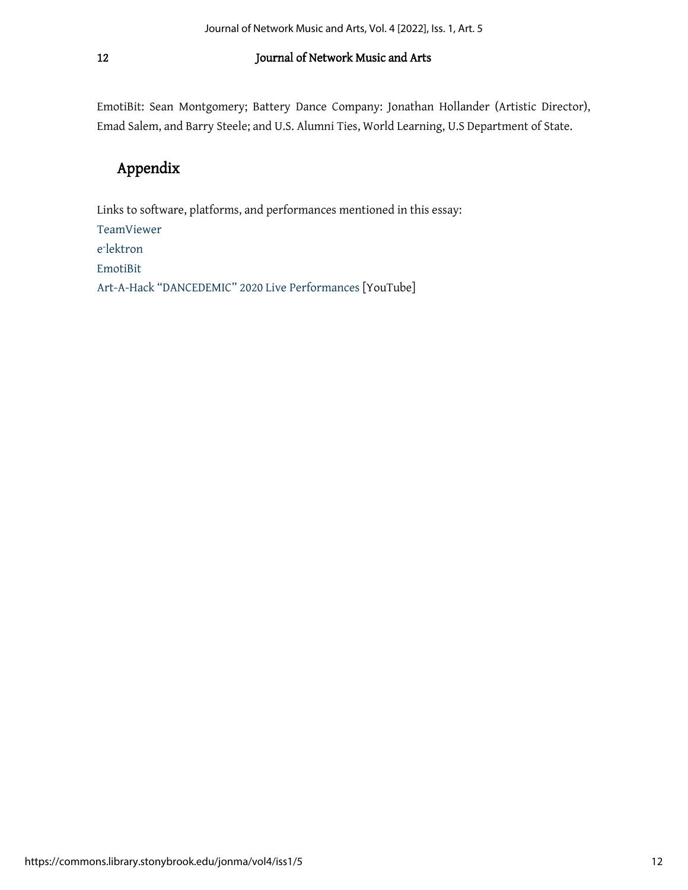EmotiBit: Sean Montgomery; Battery Dance Company: Jonathan Hollander (Artistic Director), Emad Salem, and Barry Steele; and U.S. Alumni Ties, World Learning, U.S Department of State.

## Appendix

Links to software, platforms, and performances mentioned in this essay:

TeamViewer

e-lektron

EmotiBit

Art-A-Hack "DANCEDEMIC" 2020 Live Performances [YouTube]